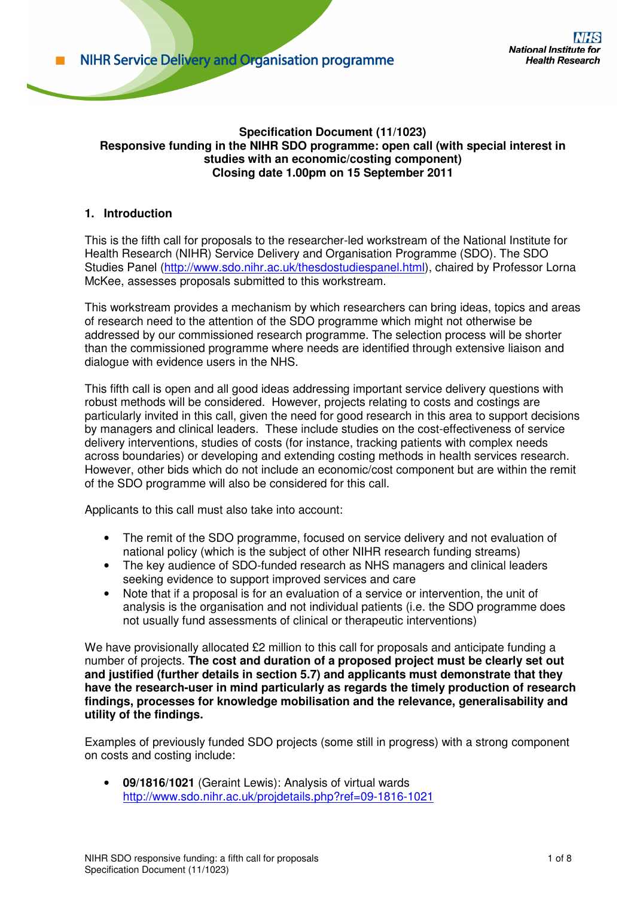NIHR Service Delivery and Organisation programme

National Institute for Health Research

**Specification Document (11/1023)**
**Responsive funding in the NIHR SDO programme: open call (with special interest in studies with an economic/costing component)**
**Closing date 1.00pm on 15 September 2011**

## 1. Introduction

This is the fifth call for proposals to the researcher-led workstream of the National Institute for Health Research (NIHR) Service Delivery and Organisation Programme (SDO). The SDO Studies Panel (http://www.sdo.nihr.ac.uk/thesdostudiespanel.html), chaired by Professor Lorna McKee, assesses proposals submitted to this workstream.

This workstream provides a mechanism by which researchers can bring ideas, topics and areas of research need to the attention of the SDO programme which might not otherwise be addressed by our commissioned research programme. The selection process will be shorter than the commissioned programme where needs are identified through extensive liaison and dialogue with evidence users in the NHS.

This fifth call is open and all good ideas addressing important service delivery questions with robust methods will be considered. However, projects relating to costs and costings are particularly invited in this call, given the need for good research in this area to support decisions by managers and clinical leaders. These include studies on the cost-effectiveness of service delivery interventions, studies of costs (for instance, tracking patients with complex needs across boundaries) or developing and extending costing methods in health services research. However, other bids which do not include an economic/cost component but are within the remit of the SDO programme will also be considered for this call.

Applicants to this call must also take into account:

- The remit of the SDO programme, focused on service delivery and not evaluation of national policy (which is the subject of other NIHR research funding streams)
- The key audience of SDO-funded research as NHS managers and clinical leaders seeking evidence to support improved services and care
- Note that if a proposal is for an evaluation of a service or intervention, the unit of analysis is the organisation and not individual patients (i.e. the SDO programme does not usually fund assessments of clinical or therapeutic interventions)

We have provisionally allocated £2 million to this call for proposals and anticipate funding a number of projects. **The cost and duration of a proposed project must be clearly set out and justified (further details in section 5.7) and applicants must demonstrate that they have the research-user in mind particularly as regards the timely production of research findings, processes for knowledge mobilisation and the relevance, generalisability and utility of the findings.**

Examples of previously funded SDO projects (some still in progress) with a strong component on costs and costing include:

- **09/1816/1021** (Geraint Lewis): Analysis of virtual wards
  http://www.sdo.nihr.ac.uk/projdetails.php?ref=09-1816-1021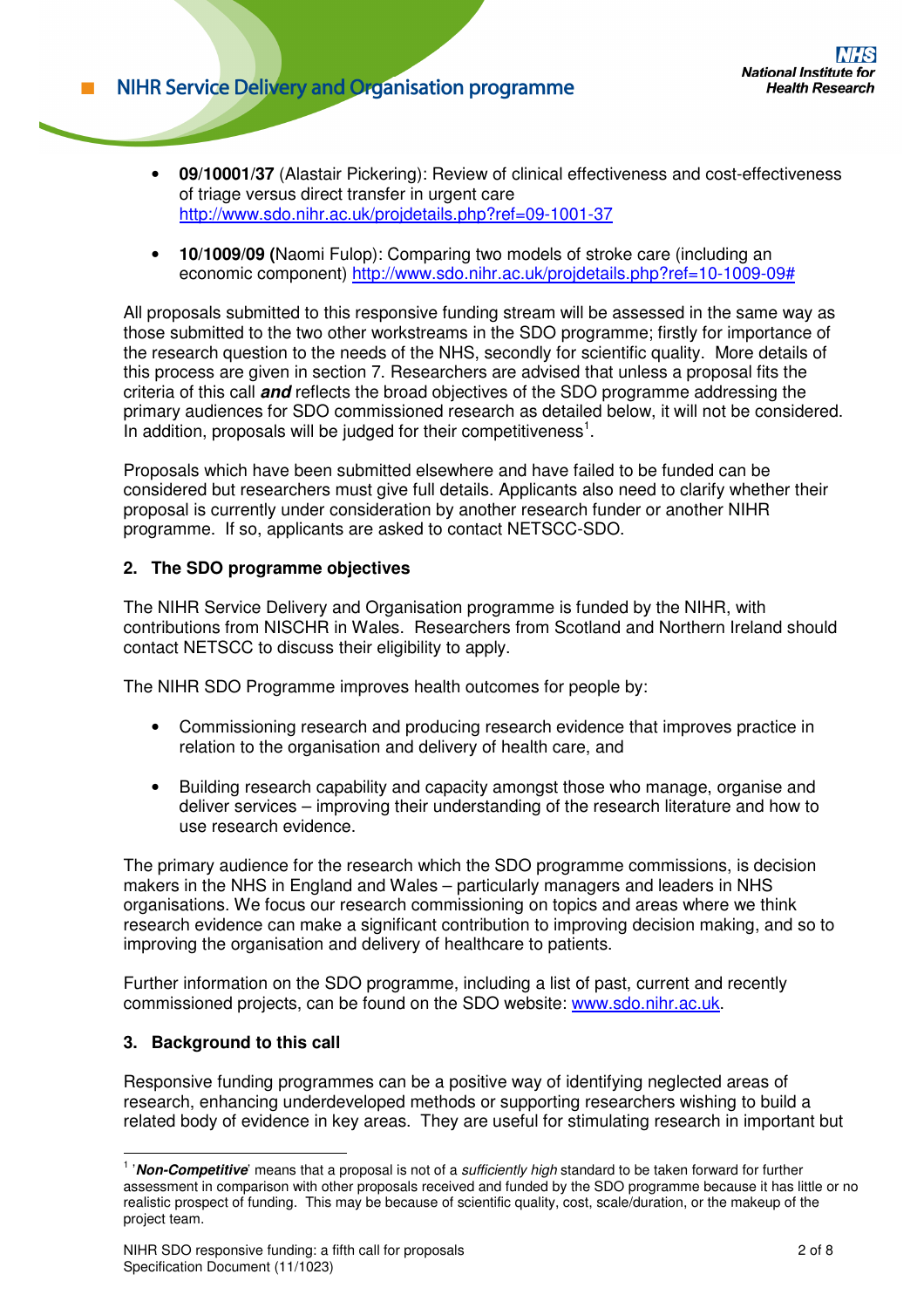- **09/10001/37** (Alastair Pickering): Review of clinical effectiveness and cost-effectiveness of triage versus direct transfer in urgent care http://www.sdo.nihr.ac.uk/projdetails.php?ref=09-1001-37

- **10/1009/09 (**Naomi Fulop): Comparing two models of stroke care (including an economic component) http://www.sdo.nihr.ac.uk/projdetails.php?ref=10-1009-09#

All proposals submitted to this responsive funding stream will be assessed in the same way as those submitted to the two other workstreams in the SDO programme; firstly for importance of the research question to the needs of the NHS, secondly for scientific quality. More details of this process are given in section 7. Researchers are advised that unless a proposal fits the criteria of this call ***and*** reflects the broad objectives of the SDO programme addressing the primary audiences for SDO commissioned research as detailed below, it will not be considered. In addition, proposals will be judged for their competitiveness[1].

Proposals which have been submitted elsewhere and have failed to be funded can be considered but researchers must give full details. Applicants also need to clarify whether their proposal is currently under consideration by another research funder or another NIHR programme. If so, applicants are asked to contact NETSCC-SDO.

## 2. The SDO programme objectives

The NIHR Service Delivery and Organisation programme is funded by the NIHR, with contributions from NISCHR in Wales. Researchers from Scotland and Northern Ireland should contact NETSCC to discuss their eligibility to apply.

The NIHR SDO Programme improves health outcomes for people by:

- Commissioning research and producing research evidence that improves practice in relation to the organisation and delivery of health care, and

- Building research capability and capacity amongst those who manage, organise and deliver services – improving their understanding of the research literature and how to use research evidence.

The primary audience for the research which the SDO programme commissions, is decision makers in the NHS in England and Wales – particularly managers and leaders in NHS organisations. We focus our research commissioning on topics and areas where we think research evidence can make a significant contribution to improving decision making, and so to improving the organisation and delivery of healthcare to patients.

Further information on the SDO programme, including a list of past, current and recently commissioned projects, can be found on the SDO website: www.sdo.nihr.ac.uk.

## 3. Background to this call

Responsive funding programmes can be a positive way of identifying neglected areas of research, enhancing underdeveloped methods or supporting researchers wishing to build a related body of evidence in key areas. They are useful for stimulating research in important but

---

[1] '***Non-Competitive***' means that a proposal is not of a *sufficiently high* standard to be taken forward for further assessment in comparison with other proposals received and funded by the SDO programme because it has little or no realistic prospect of funding. This may be because of scientific quality, cost, scale/duration, or the makeup of the project team.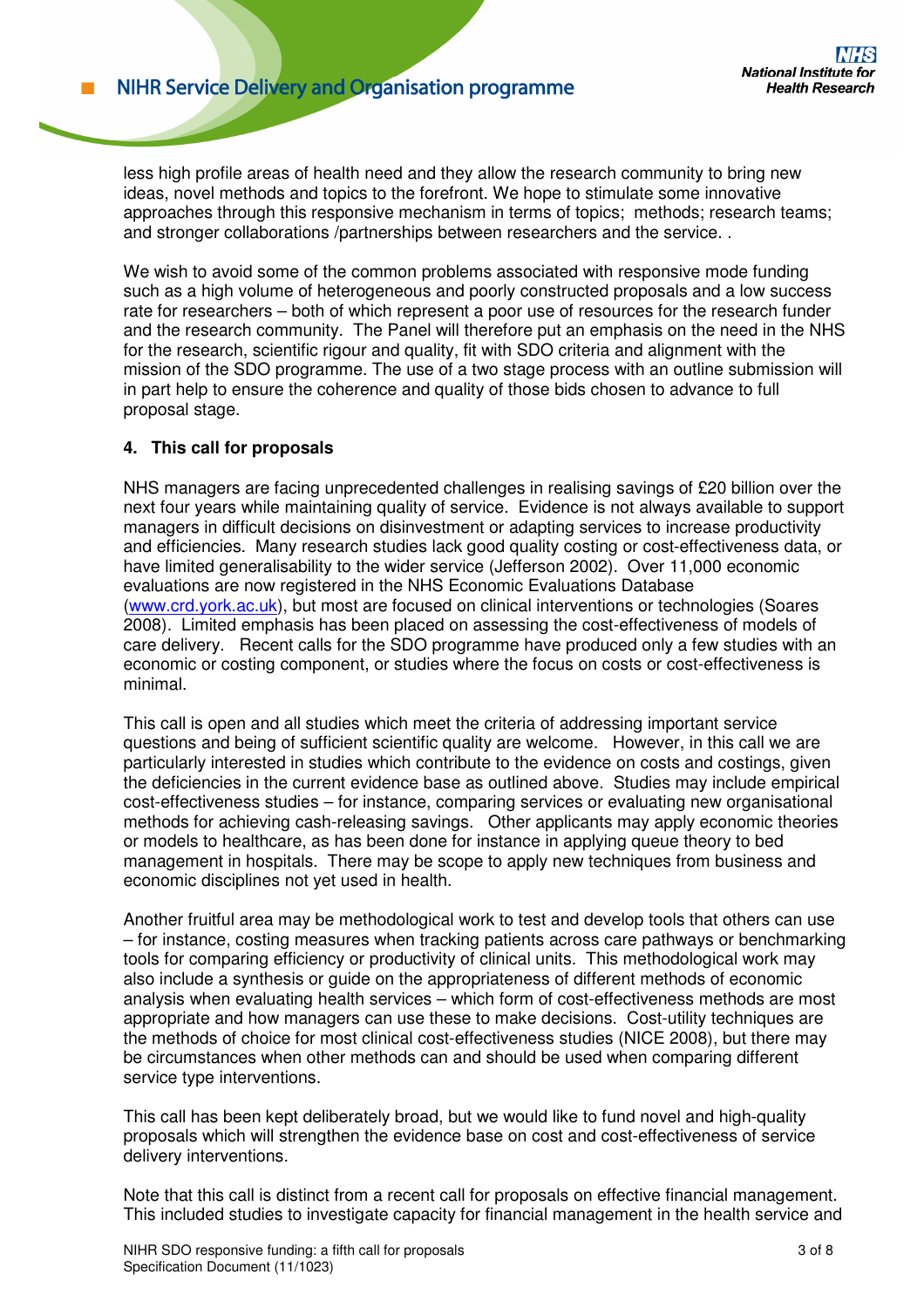less high profile areas of health need and they allow the research community to bring new ideas, novel methods and topics to the forefront. We hope to stimulate some innovative approaches through this responsive mechanism in terms of topics; methods; research teams; and stronger collaborations /partnerships between researchers and the service. .

We wish to avoid some of the common problems associated with responsive mode funding such as a high volume of heterogeneous and poorly constructed proposals and a low success rate for researchers – both of which represent a poor use of resources for the research funder and the research community. The Panel will therefore put an emphasis on the need in the NHS for the research, scientific rigour and quality, fit with SDO criteria and alignment with the mission of the SDO programme. The use of a two stage process with an outline submission will in part help to ensure the coherence and quality of those bids chosen to advance to full proposal stage.

## 4. This call for proposals

NHS managers are facing unprecedented challenges in realising savings of £20 billion over the next four years while maintaining quality of service. Evidence is not always available to support managers in difficult decisions on disinvestment or adapting services to increase productivity and efficiencies. Many research studies lack good quality costing or cost-effectiveness data, or have limited generalisability to the wider service (Jefferson 2002). Over 11,000 economic evaluations are now registered in the NHS Economic Evaluations Database (www.crd.york.ac.uk), but most are focused on clinical interventions or technologies (Soares 2008). Limited emphasis has been placed on assessing the cost-effectiveness of models of care delivery. Recent calls for the SDO programme have produced only a few studies with an economic or costing component, or studies where the focus on costs or cost-effectiveness is minimal.

This call is open and all studies which meet the criteria of addressing important service questions and being of sufficient scientific quality are welcome. However, in this call we are particularly interested in studies which contribute to the evidence on costs and costings, given the deficiencies in the current evidence base as outlined above. Studies may include empirical cost-effectiveness studies – for instance, comparing services or evaluating new organisational methods for achieving cash-releasing savings. Other applicants may apply economic theories or models to healthcare, as has been done for instance in applying queue theory to bed management in hospitals. There may be scope to apply new techniques from business and economic disciplines not yet used in health.

Another fruitful area may be methodological work to test and develop tools that others can use – for instance, costing measures when tracking patients across care pathways or benchmarking tools for comparing efficiency or productivity of clinical units. This methodological work may also include a synthesis or guide on the appropriateness of different methods of economic analysis when evaluating health services – which form of cost-effectiveness methods are most appropriate and how managers can use these to make decisions. Cost-utility techniques are the methods of choice for most clinical cost-effectiveness studies (NICE 2008), but there may be circumstances when other methods can and should be used when comparing different service type interventions.

This call has been kept deliberately broad, but we would like to fund novel and high-quality proposals which will strengthen the evidence base on cost and cost-effectiveness of service delivery interventions.

Note that this call is distinct from a recent call for proposals on effective financial management. This included studies to investigate capacity for financial management in the health service and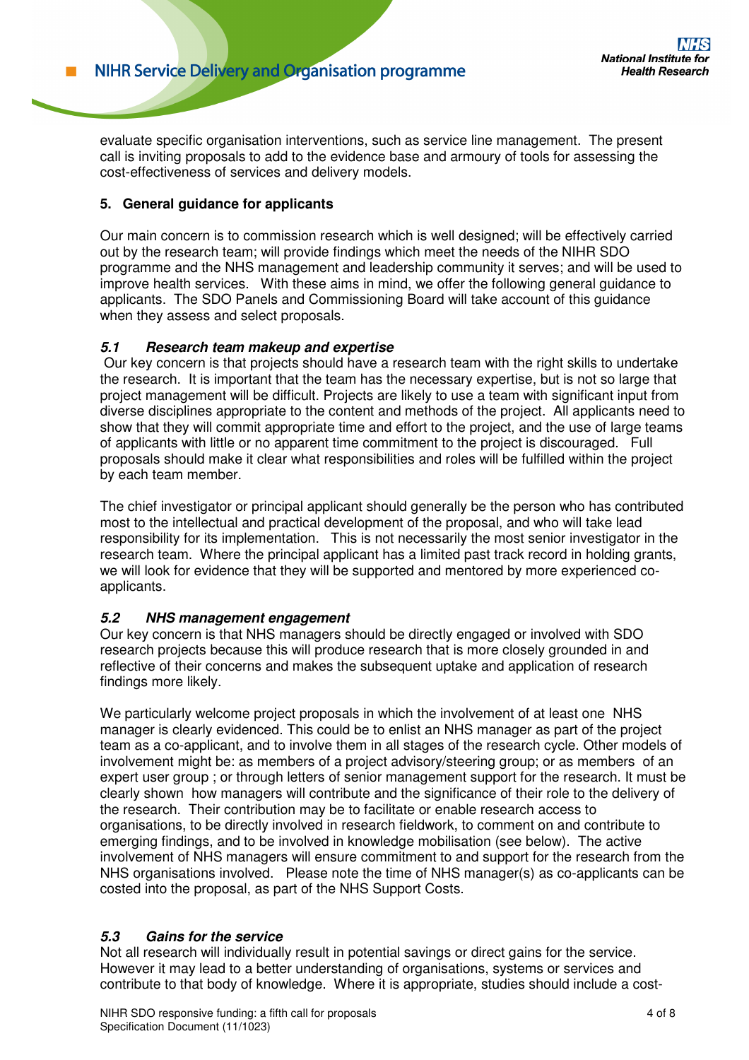evaluate specific organisation interventions, such as service line management. The present call is inviting proposals to add to the evidence base and armoury of tools for assessing the cost-effectiveness of services and delivery models.

## 5. General guidance for applicants

Our main concern is to commission research which is well designed; will be effectively carried out by the research team; will provide findings which meet the needs of the NIHR SDO programme and the NHS management and leadership community it serves; and will be used to improve health services. With these aims in mind, we offer the following general guidance to applicants. The SDO Panels and Commissioning Board will take account of this guidance when they assess and select proposals.

### *5.1 Research team makeup and expertise*

Our key concern is that projects should have a research team with the right skills to undertake the research. It is important that the team has the necessary expertise, but is not so large that project management will be difficult. Projects are likely to use a team with significant input from diverse disciplines appropriate to the content and methods of the project. All applicants need to show that they will commit appropriate time and effort to the project, and the use of large teams of applicants with little or no apparent time commitment to the project is discouraged. Full proposals should make it clear what responsibilities and roles will be fulfilled within the project by each team member.

The chief investigator or principal applicant should generally be the person who has contributed most to the intellectual and practical development of the proposal, and who will take lead responsibility for its implementation. This is not necessarily the most senior investigator in the research team. Where the principal applicant has a limited past track record in holding grants, we will look for evidence that they will be supported and mentored by more experienced co-applicants.

### *5.2 NHS management engagement*

Our key concern is that NHS managers should be directly engaged or involved with SDO research projects because this will produce research that is more closely grounded in and reflective of their concerns and makes the subsequent uptake and application of research findings more likely.

We particularly welcome project proposals in which the involvement of at least one NHS manager is clearly evidenced. This could be to enlist an NHS manager as part of the project team as a co-applicant, and to involve them in all stages of the research cycle. Other models of involvement might be: as members of a project advisory/steering group; or as members of an expert user group ; or through letters of senior management support for the research. It must be clearly shown how managers will contribute and the significance of their role to the delivery of the research. Their contribution may be to facilitate or enable research access to organisations, to be directly involved in research fieldwork, to comment on and contribute to emerging findings, and to be involved in knowledge mobilisation (see below). The active involvement of NHS managers will ensure commitment to and support for the research from the NHS organisations involved. Please note the time of NHS manager(s) as co-applicants can be costed into the proposal, as part of the NHS Support Costs.

### *5.3 Gains for the service*

Not all research will individually result in potential savings or direct gains for the service. However it may lead to a better understanding of organisations, systems or services and contribute to that body of knowledge. Where it is appropriate, studies should include a cost-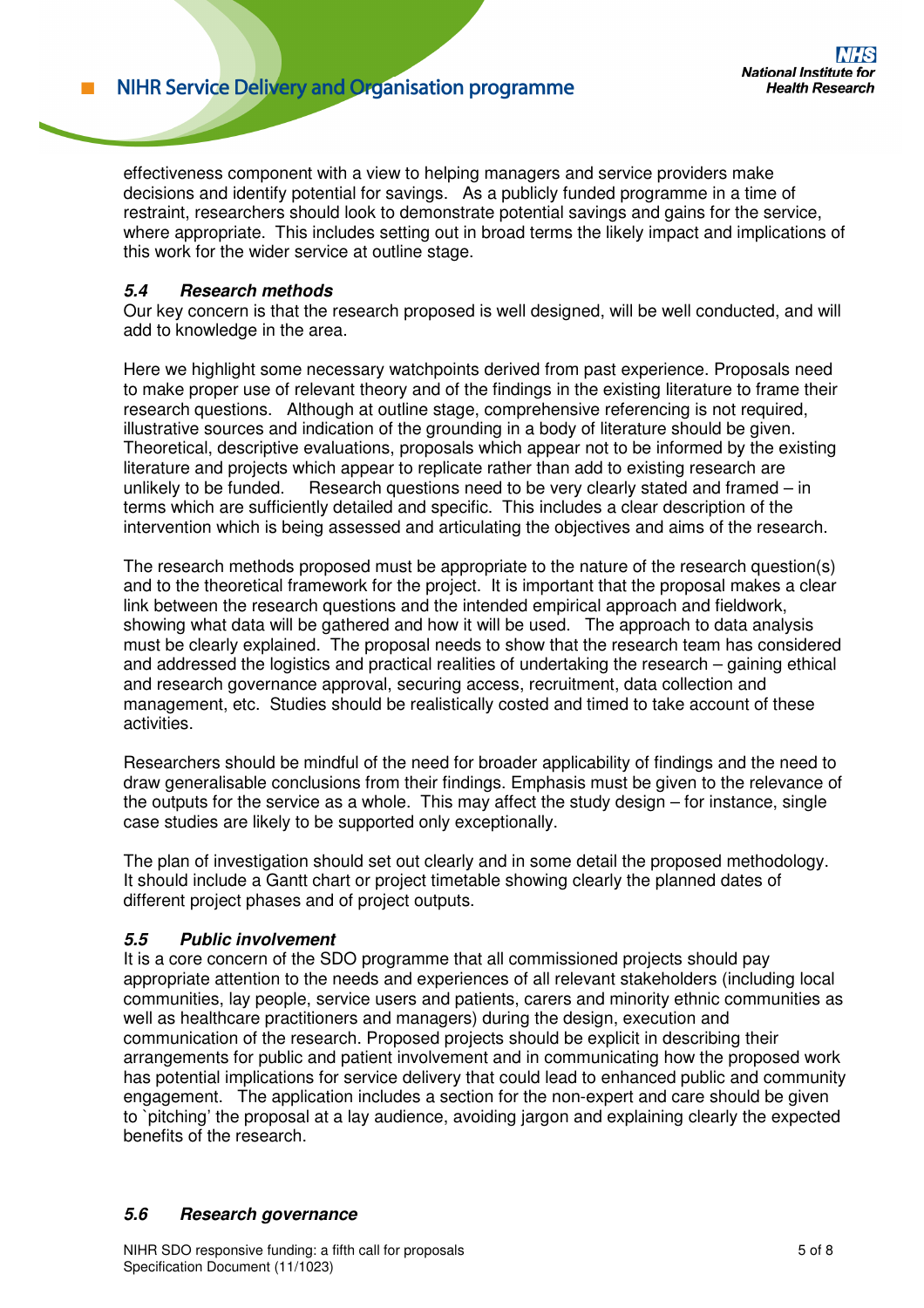effectiveness component with a view to helping managers and service providers make decisions and identify potential for savings. As a publicly funded programme in a time of restraint, researchers should look to demonstrate potential savings and gains for the service, where appropriate. This includes setting out in broad terms the likely impact and implications of this work for the wider service at outline stage.

### *5.4 Research methods*

Our key concern is that the research proposed is well designed, will be well conducted, and will add to knowledge in the area.

Here we highlight some necessary watchpoints derived from past experience. Proposals need to make proper use of relevant theory and of the findings in the existing literature to frame their research questions. Although at outline stage, comprehensive referencing is not required, illustrative sources and indication of the grounding in a body of literature should be given. Theoretical, descriptive evaluations, proposals which appear not to be informed by the existing literature and projects which appear to replicate rather than add to existing research are unlikely to be funded. Research questions need to be very clearly stated and framed – in terms which are sufficiently detailed and specific. This includes a clear description of the intervention which is being assessed and articulating the objectives and aims of the research.

The research methods proposed must be appropriate to the nature of the research question(s) and to the theoretical framework for the project. It is important that the proposal makes a clear link between the research questions and the intended empirical approach and fieldwork, showing what data will be gathered and how it will be used. The approach to data analysis must be clearly explained. The proposal needs to show that the research team has considered and addressed the logistics and practical realities of undertaking the research – gaining ethical and research governance approval, securing access, recruitment, data collection and management, etc. Studies should be realistically costed and timed to take account of these activities.

Researchers should be mindful of the need for broader applicability of findings and the need to draw generalisable conclusions from their findings. Emphasis must be given to the relevance of the outputs for the service as a whole. This may affect the study design – for instance, single case studies are likely to be supported only exceptionally.

The plan of investigation should set out clearly and in some detail the proposed methodology. It should include a Gantt chart or project timetable showing clearly the planned dates of different project phases and of project outputs.

### *5.5 Public involvement*

It is a core concern of the SDO programme that all commissioned projects should pay appropriate attention to the needs and experiences of all relevant stakeholders (including local communities, lay people, service users and patients, carers and minority ethnic communities as well as healthcare practitioners and managers) during the design, execution and communication of the research. Proposed projects should be explicit in describing their arrangements for public and patient involvement and in communicating how the proposed work has potential implications for service delivery that could lead to enhanced public and community engagement. The application includes a section for the non-expert and care should be given to `pitching' the proposal at a lay audience, avoiding jargon and explaining clearly the expected benefits of the research.

### *5.6 Research governance*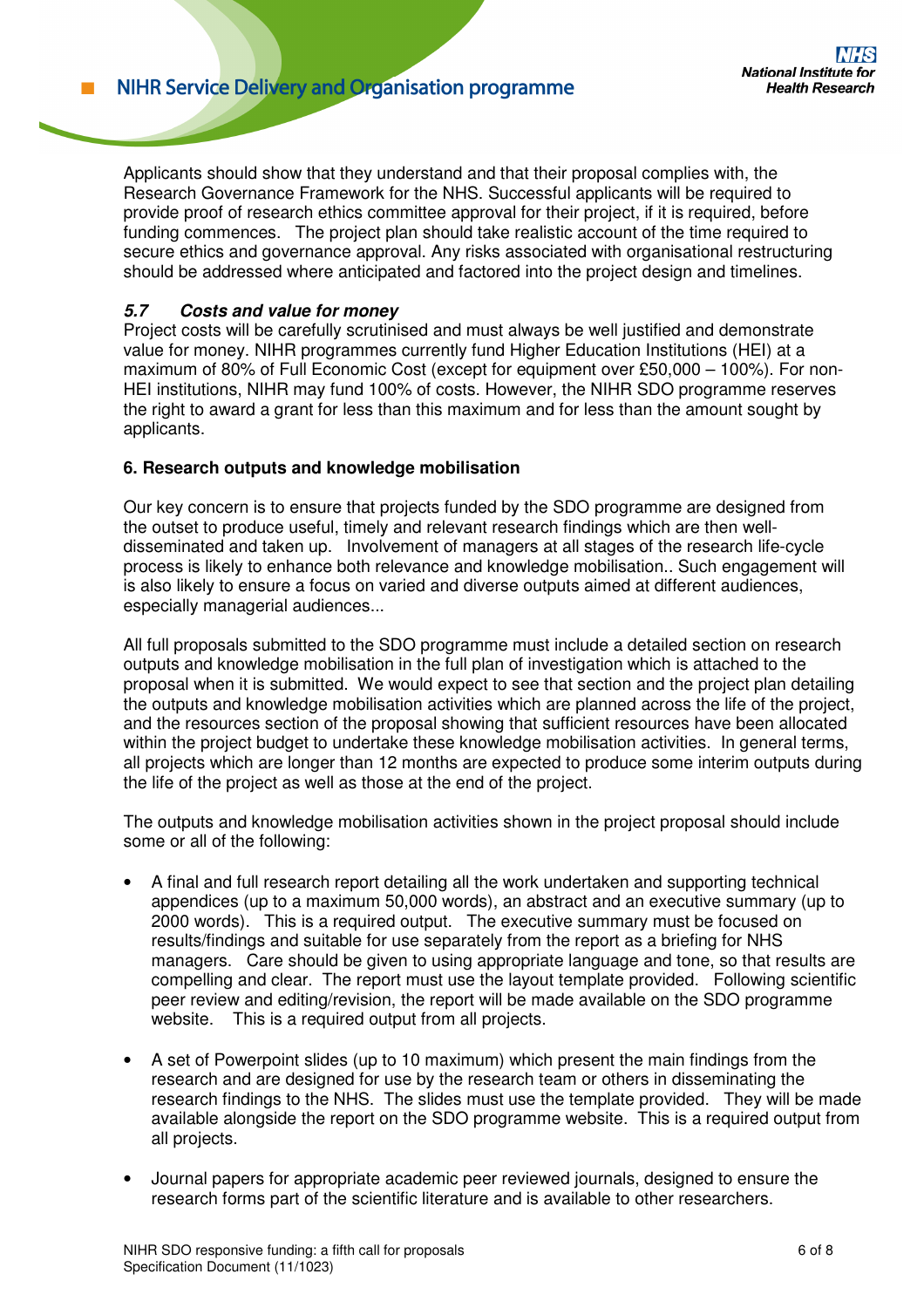Applicants should show that they understand and that their proposal complies with, the Research Governance Framework for the NHS. Successful applicants will be required to provide proof of research ethics committee approval for their project, if it is required, before funding commences. The project plan should take realistic account of the time required to secure ethics and governance approval. Any risks associated with organisational restructuring should be addressed where anticipated and factored into the project design and timelines.

### *5.7 Costs and value for money*

Project costs will be carefully scrutinised and must always be well justified and demonstrate value for money. NIHR programmes currently fund Higher Education Institutions (HEI) at a maximum of 80% of Full Economic Cost (except for equipment over £50,000 – 100%). For non-HEI institutions, NIHR may fund 100% of costs. However, the NIHR SDO programme reserves the right to award a grant for less than this maximum and for less than the amount sought by applicants.

## 6. Research outputs and knowledge mobilisation

Our key concern is to ensure that projects funded by the SDO programme are designed from the outset to produce useful, timely and relevant research findings which are then well-disseminated and taken up. Involvement of managers at all stages of the research life-cycle process is likely to enhance both relevance and knowledge mobilisation.. Such engagement will is also likely to ensure a focus on varied and diverse outputs aimed at different audiences, especially managerial audiences...

All full proposals submitted to the SDO programme must include a detailed section on research outputs and knowledge mobilisation in the full plan of investigation which is attached to the proposal when it is submitted. We would expect to see that section and the project plan detailing the outputs and knowledge mobilisation activities which are planned across the life of the project, and the resources section of the proposal showing that sufficient resources have been allocated within the project budget to undertake these knowledge mobilisation activities. In general terms, all projects which are longer than 12 months are expected to produce some interim outputs during the life of the project as well as those at the end of the project.

The outputs and knowledge mobilisation activities shown in the project proposal should include some or all of the following:

- A final and full research report detailing all the work undertaken and supporting technical appendices (up to a maximum 50,000 words), an abstract and an executive summary (up to 2000 words). This is a required output. The executive summary must be focused on results/findings and suitable for use separately from the report as a briefing for NHS managers. Care should be given to using appropriate language and tone, so that results are compelling and clear. The report must use the layout template provided. Following scientific peer review and editing/revision, the report will be made available on the SDO programme website. This is a required output from all projects.

- A set of Powerpoint slides (up to 10 maximum) which present the main findings from the research and are designed for use by the research team or others in disseminating the research findings to the NHS. The slides must use the template provided. They will be made available alongside the report on the SDO programme website. This is a required output from all projects.

- Journal papers for appropriate academic peer reviewed journals, designed to ensure the research forms part of the scientific literature and is available to other researchers.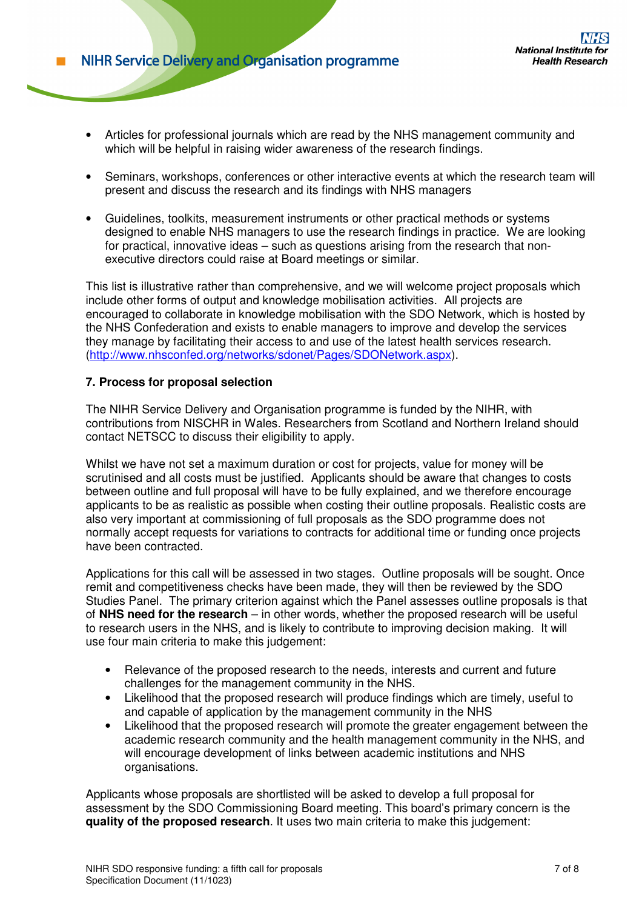- Articles for professional journals which are read by the NHS management community and which will be helpful in raising wider awareness of the research findings.

- Seminars, workshops, conferences or other interactive events at which the research team will present and discuss the research and its findings with NHS managers

- Guidelines, toolkits, measurement instruments or other practical methods or systems designed to enable NHS managers to use the research findings in practice. We are looking for practical, innovative ideas – such as questions arising from the research that non-executive directors could raise at Board meetings or similar.

This list is illustrative rather than comprehensive, and we will welcome project proposals which include other forms of output and knowledge mobilisation activities. All projects are encouraged to collaborate in knowledge mobilisation with the SDO Network, which is hosted by the NHS Confederation and exists to enable managers to improve and develop the services they manage by facilitating their access to and use of the latest health services research. (http://www.nhsconfed.org/networks/sdonet/Pages/SDONetwork.aspx).

**7. Process for proposal selection**

The NIHR Service Delivery and Organisation programme is funded by the NIHR, with contributions from NISCHR in Wales. Researchers from Scotland and Northern Ireland should contact NETSCC to discuss their eligibility to apply.

Whilst we have not set a maximum duration or cost for projects, value for money will be scrutinised and all costs must be justified. Applicants should be aware that changes to costs between outline and full proposal will have to be fully explained, and we therefore encourage applicants to be as realistic as possible when costing their outline proposals. Realistic costs are also very important at commissioning of full proposals as the SDO programme does not normally accept requests for variations to contracts for additional time or funding once projects have been contracted.

Applications for this call will be assessed in two stages. Outline proposals will be sought. Once remit and competitiveness checks have been made, they will then be reviewed by the SDO Studies Panel. The primary criterion against which the Panel assesses outline proposals is that of **NHS need for the research** – in other words, whether the proposed research will be useful to research users in the NHS, and is likely to contribute to improving decision making. It will use four main criteria to make this judgement:

- Relevance of the proposed research to the needs, interests and current and future challenges for the management community in the NHS.
- Likelihood that the proposed research will produce findings which are timely, useful to and capable of application by the management community in the NHS
- Likelihood that the proposed research will promote the greater engagement between the academic research community and the health management community in the NHS, and will encourage development of links between academic institutions and NHS organisations.

Applicants whose proposals are shortlisted will be asked to develop a full proposal for assessment by the SDO Commissioning Board meeting. This board's primary concern is the **quality of the proposed research**. It uses two main criteria to make this judgement: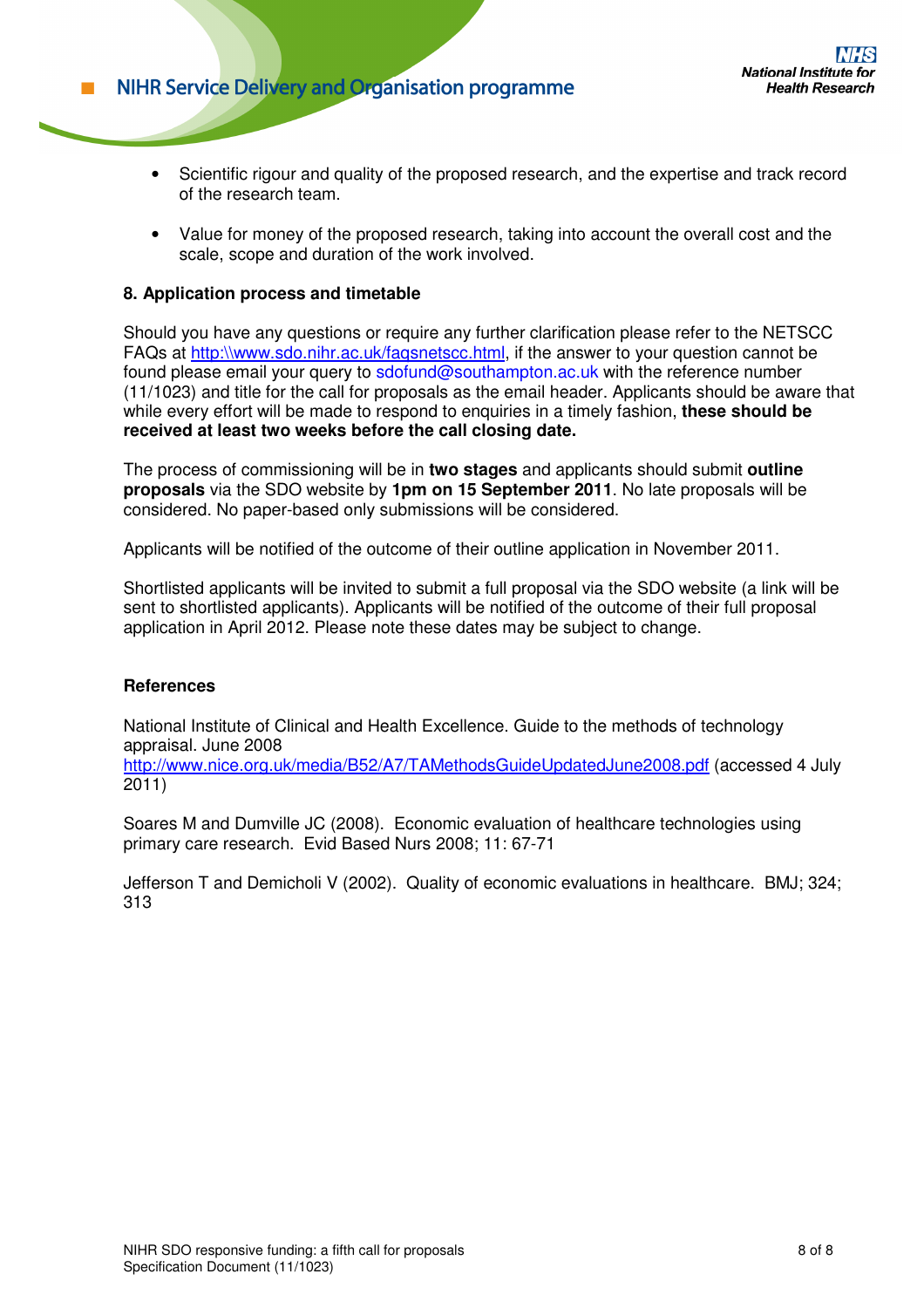- Scientific rigour and quality of the proposed research, and the expertise and track record of the research team.
- Value for money of the proposed research, taking into account the overall cost and the scale, scope and duration of the work involved.

**8. Application process and timetable**

Should you have any questions or require any further clarification please refer to the NETSCC FAQs at http:\\www.sdo.nihr.ac.uk/faqsnetscc.html, if the answer to your question cannot be found please email your query to sdofund@southampton.ac.uk with the reference number (11/1023) and title for the call for proposals as the email header. Applicants should be aware that while every effort will be made to respond to enquiries in a timely fashion, **these should be received at least two weeks before the call closing date.**

The process of commissioning will be in **two stages** and applicants should submit **outline proposals** via the SDO website by **1pm on 15 September 2011**. No late proposals will be considered. No paper-based only submissions will be considered.

Applicants will be notified of the outcome of their outline application in November 2011.

Shortlisted applicants will be invited to submit a full proposal via the SDO website (a link will be sent to shortlisted applicants). Applicants will be notified of the outcome of their full proposal application in April 2012. Please note these dates may be subject to change.

**References**

National Institute of Clinical and Health Excellence. Guide to the methods of technology appraisal. June 2008 http://www.nice.org.uk/media/B52/A7/TAMethodsGuideUpdatedJune2008.pdf (accessed 4 July 2011)

Soares M and Dumville JC (2008). Economic evaluation of healthcare technologies using primary care research. Evid Based Nurs 2008; 11: 67-71

Jefferson T and Demicholi V (2002). Quality of economic evaluations in healthcare. BMJ; 324; 313